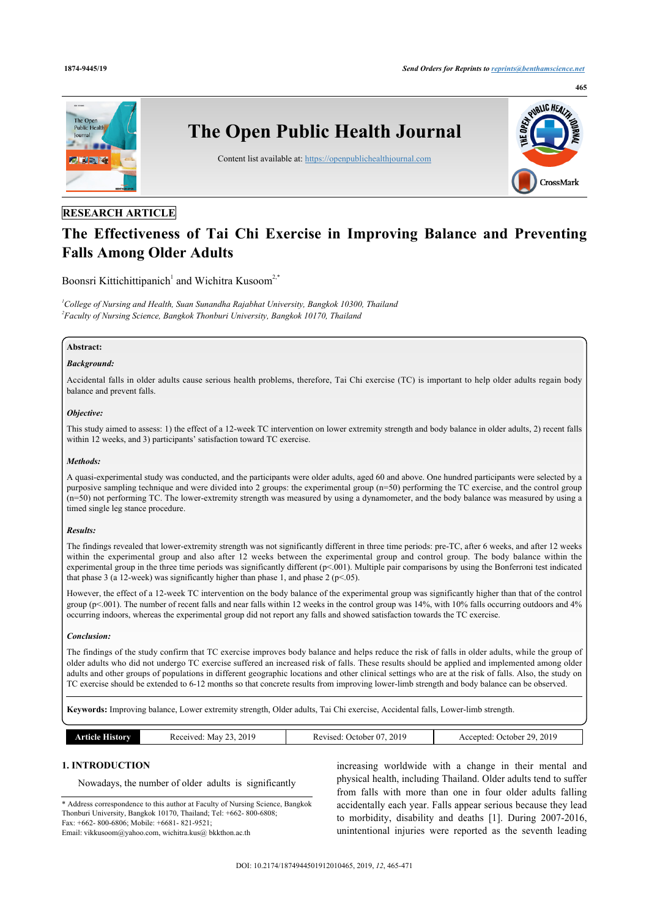RESEARCH ARTICLE

# The Effectiveness of Tai Chi Exercise in Improving Balance and Preventing Falls Among Older Adults

Boonsri Kittichittipanich[1] and Wichitra Kusoom[2,*]

[1]*College of Nursing and Health, Suan Sunandha Rajabhat University, Bangkok 10300, Thailand*
[2]*Faculty of Nursing Science, Bangkok Thonburi University, Bangkok 10170, Thailand*

**Abstract:**

***Background:***

Accidental falls in older adults cause serious health problems, therefore, Tai Chi exercise (TC) is important to help older adults regain body balance and prevent falls.

***Objective:***

This study aimed to assess: 1) the effect of a 12-week TC intervention on lower extremity strength and body balance in older adults, 2) recent falls within 12 weeks, and 3) participants' satisfaction toward TC exercise.

***Methods:***

A quasi-experimental study was conducted, and the participants were older adults, aged 60 and above. One hundred participants were selected by a purposive sampling technique and were divided into 2 groups: the experimental group (n=50) performing the TC exercise, and the control group (n=50) not performing TC. The lower-extremity strength was measured by using a dynamometer, and the body balance was measured by using a timed single leg stance procedure.

***Results:***

The findings revealed that lower-extremity strength was not significantly different in three time periods: pre-TC, after 6 weeks, and after 12 weeks within the experimental group and also after 12 weeks between the experimental group and control group. The body balance within the experimental group in the three time periods was significantly different ($p<.001$). Multiple pair comparisons by using the Bonferroni test indicated that phase 3 (a 12-week) was significantly higher than phase 1, and phase 2 ($p<.05$).

However, the effect of a 12-week TC intervention on the body balance of the experimental group was significantly higher than that of the control group ($p<.001$). The number of recent falls and near falls within 12 weeks in the control group was 14%, with 10% falls occurring outdoors and 4% occurring indoors, whereas the experimental group did not report any falls and showed satisfaction towards the TC exercise.

***Conclusion:***

The findings of the study confirm that TC exercise improves body balance and helps reduce the risk of falls in older adults, while the group of older adults who did not undergo TC exercise suffered an increased risk of falls. These results should be applied and implemented among older adults and other groups of populations in different geographic locations and other clinical settings who are at the risk of falls. Also, the study on TC exercise should be extended to 6-12 months so that concrete results from improving lower-limb strength and body balance can be observed.

**Keywords:** Improving balance, Lower extremity strength, Older adults, Tai Chi exercise, Accidental falls, Lower-limb strength.

| Article History | Received: May 23, 2019 | Revised: October 07, 2019 | Accepted: October 29, 2019 |
|---|---|---|---|

## 1. INTRODUCTION

Nowadays, the number of older adults is significantly increasing worldwide with a change in their mental and physical health, including Thailand. Older adults tend to suffer from falls with more than one in four older adults falling accidentally each year. Falls appear serious because they lead to morbidity, disability and deaths [1]. During 2007-2016, unintentional injuries were reported as the seventh leading

\* Address correspondence to this author at Faculty of Nursing Science, Bangkok Thonburi University, Bangkok 10170, Thailand; Tel: +662- 800-6808; Fax: +662- 800-6806; Mobile: +6681- 821-9521; Email: vikkusoom@yahoo.com, wichitra.kus@ bkkthon.ac.th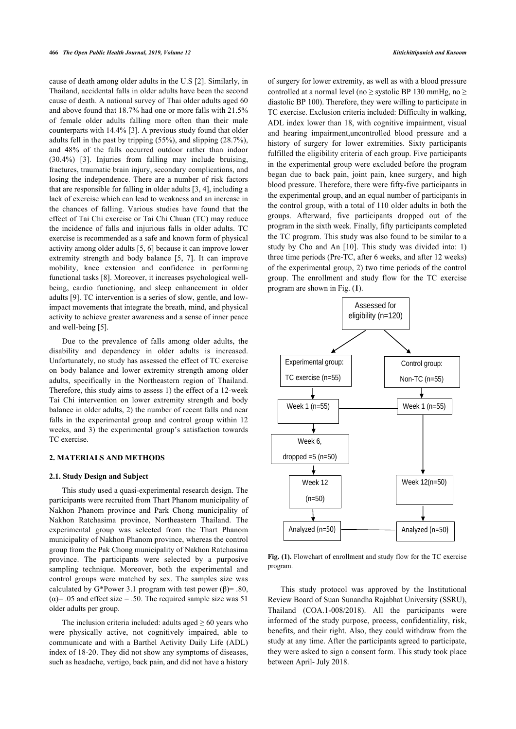cause of death among older adults in the U.S [2]. Similarly, in Thailand, accidental falls in older adults have been the second cause of death. A national survey of Thai older adults aged 60 and above found that 18.7% had one or more falls with 21.5% of female older adults falling more often than their male counterparts with 14.4% [3]. A previous study found that older adults fell in the past by tripping (55%), and slipping (28.7%), and 48% of the falls occurred outdoor rather than indoor (30.4%) [3]. Injuries from falling may include bruising, fractures, traumatic brain injury, secondary complications, and losing the independence. There are a number of risk factors that are responsible for falling in older adults [3, 4], including a lack of exercise which can lead to weakness and an increase in the chances of falling. Various studies have found that the effect of Tai Chi exercise or Tai Chi Chuan (TC) may reduce the incidence of falls and injurious falls in older adults. TC exercise is recommended as a safe and known form of physical activity among older adults [5, 6] because it can improve lower extremity strength and body balance [5, 7]. It can improve mobility, knee extension and confidence in performing functional tasks [8]. Moreover, it increases psychological well-being, cardio functioning, and sleep enhancement in older adults [9]. TC intervention is a series of slow, gentle, and low-impact movements that integrate the breath, mind, and physical activity to achieve greater awareness and a sense of inner peace and well-being [5].

Due to the prevalence of falls among older adults, the disability and dependency in older adults is increased. Unfortunately, no study has assessed the effect of TC exercise on body balance and lower extremity strength among older adults, specifically in the Northeastern region of Thailand. Therefore, this study aims to assess 1) the effect of a 12-week Tai Chi intervention on lower extremity strength and body balance in older adults, 2) the number of recent falls and near falls in the experimental group and control group within 12 weeks, and 3) the experimental group's satisfaction towards TC exercise.

## 2. MATERIALS AND METHODS

### 2.1. Study Design and Subject

This study used a quasi-experimental research design. The participants were recruited from Thart Phanom municipality of Nakhon Phanom province and Park Chong municipality of Nakhon Ratchasima province, Northeastern Thailand. The experimental group was selected from the Thart Phanom municipality of Nakhon Phanom province, whereas the control group from the Pak Chong municipality of Nakhon Ratchasima province. The participants were selected by a purposive sampling technique. Moreover, both the experimental and control groups were matched by sex. The samples size was calculated by G*Power 3.1 program with test power ($\beta$)= .80, ($\alpha$)= .05 and effect size = .50. The required sample size was 51 older adults per group.

The inclusion criteria included: adults aged $\geq$ 60 years who were physically active, not cognitively impaired, able to communicate and with a Barthel Activity Daily Life (ADL) index of 18-20. They did not show any symptoms of diseases, such as headache, vertigo, back pain, and did not have a history of surgery for lower extremity, as well as with a blood pressure controlled at a normal level (no $\geq$ systolic BP 130 mmHg, no $\geq$ diastolic BP 100). Therefore, they were willing to participate in TC exercise. Exclusion criteria included: Difficulty in walking, ADL index lower than 18, with cognitive impairment, visual and hearing impairment,uncontrolled blood pressure and a history of surgery for lower extremities. Sixty participants fulfilled the eligibility criteria of each group. Five participants in the experimental group were excluded before the program began due to back pain, joint pain, knee surgery, and high blood pressure. Therefore, there were fifty-five participants in the experimental group, and an equal number of participants in the control group, with a total of 110 older adults in both the groups. Afterward, five participants dropped out of the program in the sixth week. Finally, fifty participants completed the TC program. This study was also found to be similar to a study by Cho and An [10]. This study was divided into: 1) three time periods (Pre-TC, after 6 weeks, and after 12 weeks) of the experimental group, 2) two time periods of the control group. The enrollment and study flow for the TC exercise program are shown in Fig. (**1**).

Assessed for eligibility (n=120)

Experimental group: TC exercise (n=55) | Control group: Non-TC (n=55)

Week 1 (n=55) | Week 1 (n=55)

Week 6, dropped =5 (n=50)

Week 12 (n=50) | Week 12(n=50)

Analyzed (n=50) | Analyzed (n=50)

**Fig. (1).** Flowchart of enrollment and study flow for the TC exercise program.

This study protocol was approved by the Institutional Review Board of Suan Sunandha Rajabhat University (SSRU), Thailand (COA.1-008/2018). All the participants were informed of the study purpose, process, confidentiality, risk, benefits, and their right. Also, they could withdraw from the study at any time. After the participants agreed to participate, they were asked to sign a consent form. This study took place between April- July 2018.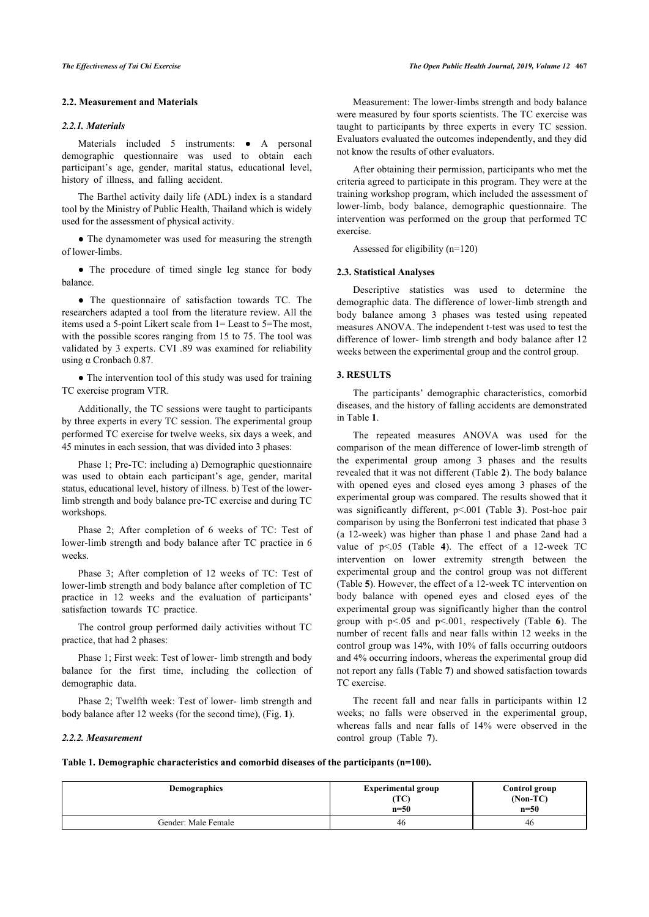### 2.2. Measurement and Materials

#### *2.2.1. Materials*

Materials included 5 instruments: ● A personal demographic questionnaire was used to obtain each participant's age, gender, marital status, educational level, history of illness, and falling accident.

The Barthel activity daily life (ADL) index is a standard tool by the Ministry of Public Health, Thailand which is widely used for the assessment of physical activity.

● The dynamometer was used for measuring the strength of lower-limbs.

● The procedure of timed single leg stance for body balance.

● The questionnaire of satisfaction towards TC. The researchers adapted a tool from the literature review. All the items used a 5-point Likert scale from 1= Least to 5=The most, with the possible scores ranging from 15 to 75. The tool was validated by 3 experts. CVI .89 was examined for reliability using α Cronbach 0.87.

● The intervention tool of this study was used for training TC exercise program VTR.

Additionally, the TC sessions were taught to participants by three experts in every TC session. The experimental group performed TC exercise for twelve weeks, six days a week, and 45 minutes in each session, that was divided into 3 phases:

Phase 1; Pre-TC: including a) Demographic questionnaire was used to obtain each participant's age, gender, marital status, educational level, history of illness. b) Test of the lower-limb strength and body balance pre-TC exercise and during TC workshops.

Phase 2; After completion of 6 weeks of TC: Test of lower-limb strength and body balance after TC practice in 6 weeks.

Phase 3; After completion of 12 weeks of TC: Test of lower-limb strength and body balance after completion of TC practice in 12 weeks and the evaluation of participants' satisfaction towards TC practice.

The control group performed daily activities without TC practice, that had 2 phases:

Phase 1; First week: Test of lower- limb strength and body balance for the first time, including the collection of demographic data.

Phase 2; Twelfth week: Test of lower- limb strength and body balance after 12 weeks (for the second time), (Fig. **1**).

#### *2.2.2. Measurement*

Measurement: The lower-limbs strength and body balance were measured by four sports scientists. The TC exercise was taught to participants by three experts in every TC session. Evaluators evaluated the outcomes independently, and they did not know the results of other evaluators.

After obtaining their permission, participants who met the criteria agreed to participate in this program. They were at the training workshop program, which included the assessment of lower-limb, body balance, demographic questionnaire. The intervention was performed on the group that performed TC exercise.

Assessed for eligibility (n=120)

### 2.3. Statistical Analyses

Descriptive statistics was used to determine the demographic data. The difference of lower-limb strength and body balance among 3 phases was tested using repeated measures ANOVA. The independent t-test was used to test the difference of lower- limb strength and body balance after 12 weeks between the experimental group and the control group.

## 3. RESULTS

The participants' demographic characteristics, comorbid diseases, and the history of falling accidents are demonstrated in Table **1**.

The repeated measures ANOVA was used for the comparison of the mean difference of lower-limb strength of the experimental group among 3 phases and the results revealed that it was not different (Table **2**). The body balance with opened eyes and closed eyes among 3 phases of the experimental group was compared. The results showed that it was significantly different, $p<.001$ (Table **3**). Post-hoc pair comparison by using the Bonferroni test indicated that phase 3 (a 12-week) was higher than phase 1 and phase 2and had a value of $p<.05$ (Table **4**). The effect of a 12-week TC intervention on lower extremity strength between the experimental group and the control group was not different (Table **5**). However, the effect of a 12-week TC intervention on body balance with opened eyes and closed eyes of the experimental group was significantly higher than the control group with $p<.05$ and $p<.001$, respectively (Table **6**). The number of recent falls and near falls within 12 weeks in the control group was 14%, with 10% of falls occurring outdoors and 4% occurring indoors, whereas the experimental group did not report any falls (Table **7**) and showed satisfaction towards TC exercise.

The recent fall and near falls in participants within 12 weeks; no falls were observed in the experimental group, whereas falls and near falls of 14% were observed in the control group (Table **7**).

**Table 1. Demographic characteristics and comorbid diseases of the participants (n=100).**

| Demographics | Experimental group (TC) n=50 | Control group (Non-TC) n=50 |
|---|---|---|
| Gender: Male Female | 46 | 46 |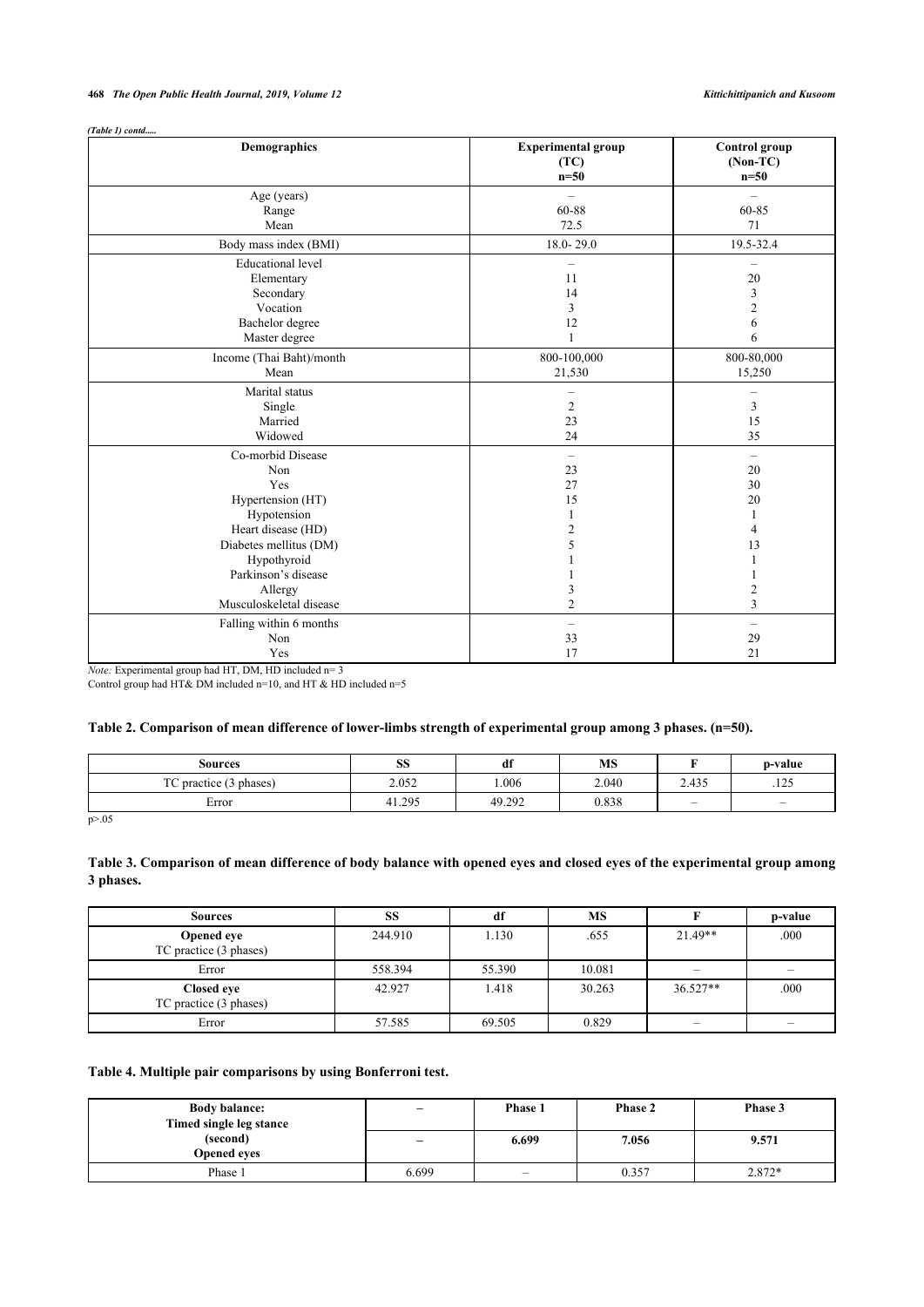*(Table 1) contd.....*

| Demographics | Experimental group (TC) n=50 | Control group (Non-TC) n=50 |
|---|---|---|
| Age (years) | – | – |
| Range | 60-88 | 60-85 |
| Mean | 72.5 | 71 |
| Body mass index (BMI) | 18.0- 29.0 | 19.5-32.4 |
| Educational level | – | – |
| Elementary | 11 | 20 |
| Secondary | 14 | 3 |
| Vocation | 3 | 2 |
| Bachelor degree | 12 | 6 |
| Master degree | 1 | 6 |
| Income (Thai Baht)/month | 800-100,000 | 800-80,000 |
| Mean | 21,530 | 15,250 |
| Marital status | – | – |
| Single | 2 | 3 |
| Married | 23 | 15 |
| Widowed | 24 | 35 |
| Co-morbid Disease | – | – |
| Non | 23 | 20 |
| Yes | 27 | 30 |
| Hypertension (HT) | 15 | 20 |
| Hypotension | 1 | 1 |
| Heart disease (HD) | 2 | 4 |
| Diabetes mellitus (DM) | 5 | 13 |
| Hypothyroid | 1 | 1 |
| Parkinson's disease | 1 | 1 |
| Allergy | 3 | 2 |
| Musculoskeletal disease | 2 | 3 |
| Falling within 6 months | – | – |
| Non | 33 | 29 |
| Yes | 17 | 21 |

*Note:* Experimental group had HT, DM, HD included n= 3
Control group had HT& DM included n=10, and HT & HD included n=5

**Table 2. Comparison of mean difference of lower-limbs strength of experimental group among 3 phases. (n=50).**

| Sources | SS | df | MS | F | p-value |
|---|---|---|---|---|---|
| TC practice (3 phases) | 2.052 | 1.006 | 2.040 | 2.435 | .125 |
| Error | 41.295 | 49.292 | 0.838 | – | – |

p>.05

**Table 3. Comparison of mean difference of body balance with opened eyes and closed eyes of the experimental group among 3 phases.**

| Sources | SS | df | MS | F | p-value |
|---|---|---|---|---|---|
| **Opened eye** TC practice (3 phases) | 244.910 | 1.130 | .655 | 21.49** | .000 |
| Error | 558.394 | 55.390 | 10.081 | – | – |
| **Closed eye** TC practice (3 phases) | 42.927 | 1.418 | 30.263 | 36.527** | .000 |
| Error | 57.585 | 69.505 | 0.829 | – | – |

**Table 4. Multiple pair comparisons by using Bonferroni test.**

| **Body balance: Timed single leg stance** | – | **Phase 1** | **Phase 2** | **Phase 3** |
|---|---|---|---|---|
| **(second) Opened eyes** | – | **6.699** | **7.056** | **9.571** |
| Phase 1 | 6.699 | – | 0.357 | 2.872* |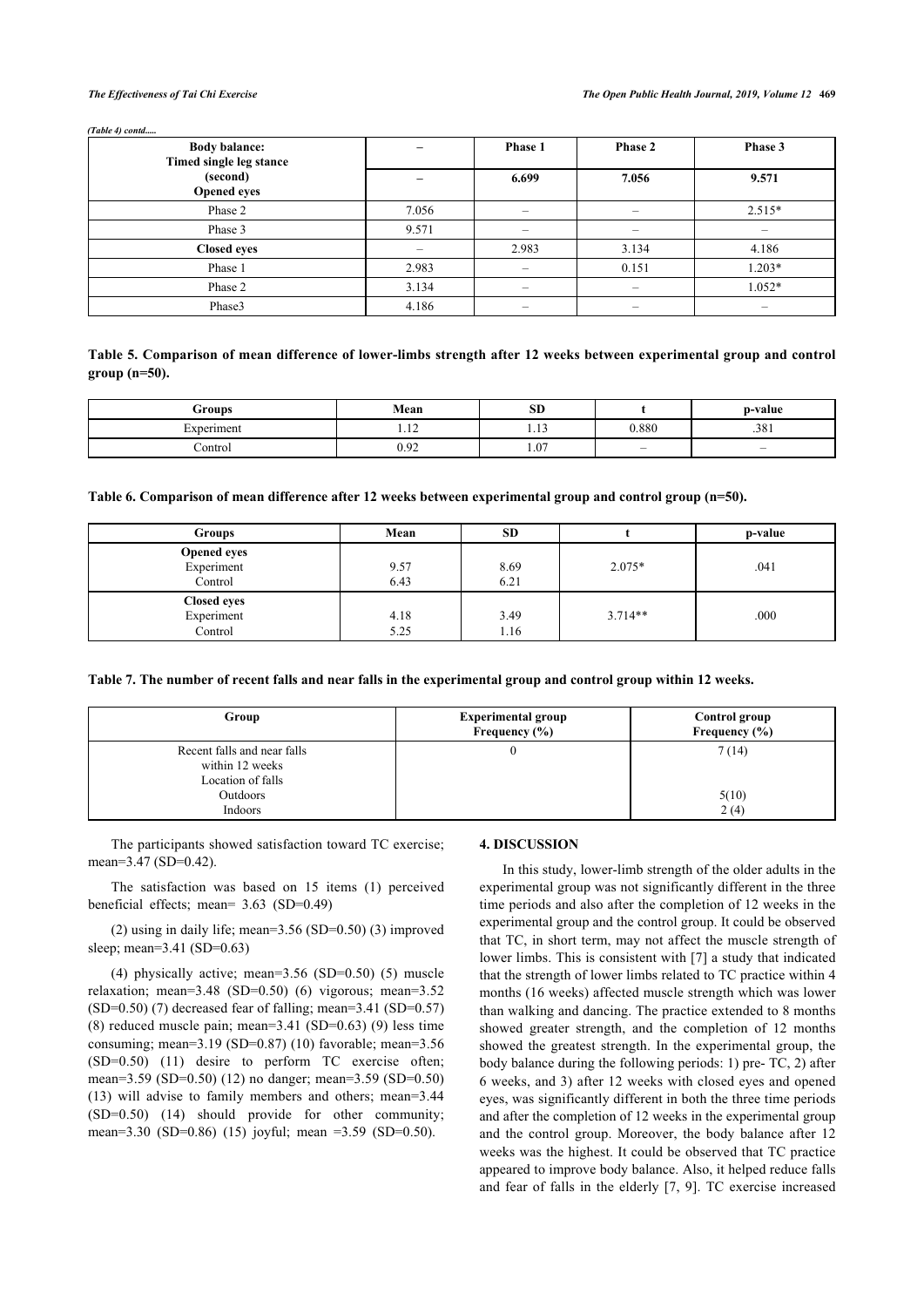*(Table 4) contd.....*

| Body balance: Timed single leg stance (second) Opened eyes | – | Phase 1 | Phase 2 | Phase 3 |
|---|---|---|---|---|
| | – | 6.699 | 7.056 | 9.571 |
| Phase 2 | 7.056 | – | – | 2.515* |
| Phase 3 | 9.571 | – | – | – |
| **Closed eyes** | – | 2.983 | 3.134 | 4.186 |
| Phase 1 | 2.983 | – | 0.151 | 1.203* |
| Phase 2 | 3.134 | – | – | 1.052* |
| Phase3 | 4.186 | – | – | – |

**Table 5. Comparison of mean difference of lower-limbs strength after 12 weeks between experimental group and control group (n=50).**

| Groups | Mean | SD | t | p-value |
|---|---|---|---|---|
| Experiment | 1.12 | 1.13 | 0.880 | .381 |
| Control | 0.92 | 1.07 | – | – |

**Table 6. Comparison of mean difference after 12 weeks between experimental group and control group (n=50).**

| Groups | Mean | SD | t | p-value |
|---|---|---|---|---|
| **Opened eyes** | | | | |
| Experiment | 9.57 | 8.69 | 2.075* | .041 |
| Control | 6.43 | 6.21 | | |
| **Closed eyes** | | | | |
| Experiment | 4.18 | 3.49 | 3.714** | .000 |
| Control | 5.25 | 1.16 | | |

**Table 7. The number of recent falls and near falls in the experimental group and control group within 12 weeks.**

| Group | Experimental group Frequency (%) | Control group Frequency (%) |
|---|---|---|
| Recent falls and near falls within 12 weeks | 0 | 7 (14) |
| Location of falls | | |
| Outdoors | | 5(10) |
| Indoors | | 2 (4) |

The participants showed satisfaction toward TC exercise; mean=3.47 (SD=0.42).

The satisfaction was based on 15 items (1) perceived beneficial effects; mean= 3.63 (SD=0.49)

(2) using in daily life; mean=3.56 (SD=0.50) (3) improved sleep; mean=3.41 (SD=0.63)

(4) physically active; mean=3.56 (SD=0.50) (5) muscle relaxation; mean=3.48 (SD=0.50) (6) vigorous; mean=3.52 (SD=0.50) (7) decreased fear of falling; mean=3.41 (SD=0.57) (8) reduced muscle pain; mean=3.41 (SD=0.63) (9) less time consuming; mean=3.19 (SD=0.87) (10) favorable; mean=3.56 (SD=0.50) (11) desire to perform TC exercise often; mean=3.59 (SD=0.50) (12) no danger; mean=3.59 (SD=0.50) (13) will advise to family members and others; mean=3.44 (SD=0.50) (14) should provide for other community; mean=3.30 (SD=0.86) (15) joyful; mean =3.59 (SD=0.50).

## 4. DISCUSSION

In this study, lower-limb strength of the older adults in the experimental group was not significantly different in the three time periods and also after the completion of 12 weeks in the experimental group and the control group. It could be observed that TC, in short term, may not affect the muscle strength of lower limbs. This is consistent with [7] a study that indicated that the strength of lower limbs related to TC practice within 4 months (16 weeks) affected muscle strength which was lower than walking and dancing. The practice extended to 8 months showed greater strength, and the completion of 12 months showed the greatest strength. In the experimental group, the body balance during the following periods: 1) pre- TC, 2) after 6 weeks, and 3) after 12 weeks with closed eyes and opened eyes, was significantly different in both the three time periods and after the completion of 12 weeks in the experimental group and the control group. Moreover, the body balance after 12 weeks was the highest. It could be observed that TC practice appeared to improve body balance. Also, it helped reduce falls and fear of falls in the elderly [7, 9]. TC exercise increased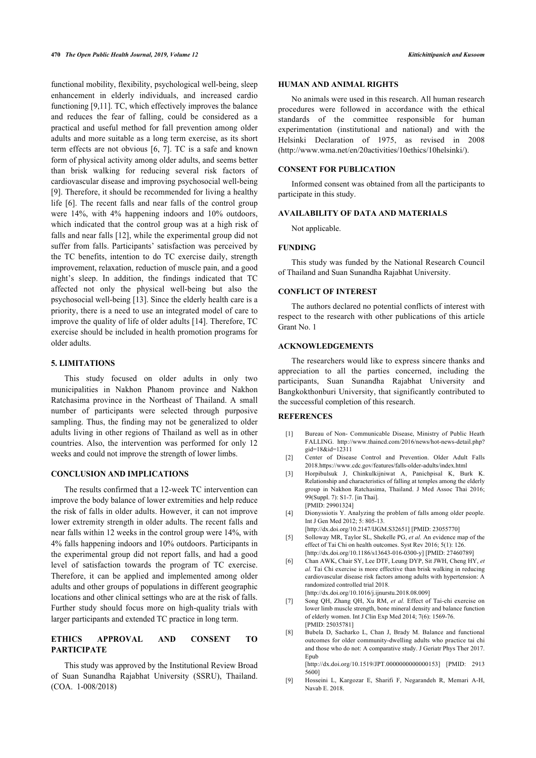functional mobility, flexibility, psychological well-being, sleep enhancement in elderly individuals, and increased cardio functioning [9,11]. TC, which effectively improves the balance and reduces the fear of falling, could be considered as a practical and useful method for fall prevention among older adults and more suitable as a long term exercise, as its short term effects are not obvious [6, 7]. TC is a safe and known form of physical activity among older adults, and seems better than brisk walking for reducing several risk factors of cardiovascular disease and improving psychosocial well-being [9]. Therefore, it should be recommended for living a healthy life [6]. The recent falls and near falls of the control group were 14%, with 4% happening indoors and 10% outdoors, which indicated that the control group was at a high risk of falls and near falls [12], while the experimental group did not suffer from falls. Participants' satisfaction was perceived by the TC benefits, intention to do TC exercise daily, strength improvement, relaxation, reduction of muscle pain, and a good night's sleep. In addition, the findings indicated that TC affected not only the physical well-being but also the psychosocial well-being [13]. Since the elderly health care is a priority, there is a need to use an integrated model of care to improve the quality of life of older adults [14]. Therefore, TC exercise should be included in health promotion programs for older adults.

## 5. LIMITATIONS

This study focused on older adults in only two municipalities in Nakhon Phanom province and Nakhon Ratchasima province in the Northeast of Thailand. A small number of participants were selected through purposive sampling. Thus, the finding may not be generalized to older adults living in other regions of Thailand as well as in other countries. Also, the intervention was performed for only 12 weeks and could not improve the strength of lower limbs.

## CONCLUSION AND IMPLICATIONS

The results confirmed that a 12-week TC intervention can improve the body balance of lower extremities and help reduce the risk of falls in older adults. However, it can not improve lower extremity strength in older adults. The recent falls and near falls within 12 weeks in the control group were 14%, with 4% falls happening indoors and 10% outdoors. Participants in the experimental group did not report falls, and had a good level of satisfaction towards the program of TC exercise. Therefore, it can be applied and implemented among older adults and other groups of populations in different geographic locations and other clinical settings who are at the risk of falls. Further study should focus more on high-quality trials with larger participants and extended TC practice in long term.

## ETHICS APPROVAL AND CONSENT TO PARTICIPATE

This study was approved by the Institutional Review Broad of Suan Sunandha Rajabhat University (SSRU), Thailand. (COA. 1-008/2018)

## HUMAN AND ANIMAL RIGHTS

No animals were used in this research. All human research procedures were followed in accordance with the ethical standards of the committee responsible for human experimentation (institutional and national) and with the Helsinki Declaration of 1975, as revised in 2008 (http://www.wma.net/en/20activities/10ethics/10helsinki/).

## CONSENT FOR PUBLICATION

Informed consent was obtained from all the participants to participate in this study.

## AVAILABILITY OF DATA AND MATERIALS

Not applicable.

## FUNDING

This study was funded by the National Research Council of Thailand and Suan Sunandha Rajabhat University.

## CONFLICT OF INTEREST

The authors declared no potential conflicts of interest with respect to the research with other publications of this article Grant No. 1

## ACKNOWLEDGEMENTS

The researchers would like to express sincere thanks and appreciation to all the parties concerned, including the participants, Suan Sunandha Rajabhat University and Bangkokthonburi University, that significantly contributed to the successful completion of this research.

## REFERENCES

[1] Bureau of Non- Communicable Disease, Ministry of Public Heath FALLING. http://www.thaincd.com/2016/news/hot-news-detail.php?gid=18&id=12311

[2] Center of Disease Control and Prevention. Older Adult Falls 2018.https://www.cdc.gov/features/falls-older-adults/index.html

[3] Horpibulsuk J, Chinkulkijniwat A, Panichpisal K, Burk K. Relationship and characteristics of falling at temples among the elderly group in Nakhon Ratchasima, Thailand. J Med Assoc Thai 2016; 99(Suppl. 7): S1-7. [in Thai]. [PMID: 29901324]

[4] Dionyssiotis Y. Analyzing the problem of falls among older people. Int J Gen Med 2012; 5: 805-13. [http://dx.doi.org/10.2147/IJGM.S32651] [PMID: 23055770]

[5] Solloway MR, Taylor SL, Shekelle PG, *et al.* An evidence map of the effect of Tai Chi on health outcomes. Syst Rev 2016; 5(1): 126. [http://dx.doi.org/10.1186/s13643-016-0300-y] [PMID: 27460789]

[6] Chan AWK, Chair SY, Lee DTF, Leung DYP, Sit JWH, Cheng HY, *et al.* Tai Chi exercise is more effective than brisk walking in reducing cardiovascular disease risk factors among adults with hypertension: A randomized controlled trial 2018. [http://dx.doi.org/10.1016/j.ijnurstu.2018.08.009]

[7] Song QH, Zhang QH, Xu RM, *et al.* Effect of Tai-chi exercise on lower limb muscle strength, bone mineral density and balance function of elderly women. Int J Clin Exp Med 2014; 7(6): 1569-76. [PMID: 25035781]

[8] Bubela D, Sacharko L, Chan J, Brady M. Balance and functional outcomes for older community-dwelling adults who practice tai chi and those who do not: A comparative study. J Geriatr Phys Ther 2017. Epub [http://dx.doi.org/10.1519/JPT.0000000000000153] [PMID: 29135600]

[9] Hosseini L, Kargozar E, Sharifi F, Negarandeh R, Memari A-H, Navab E. 2018.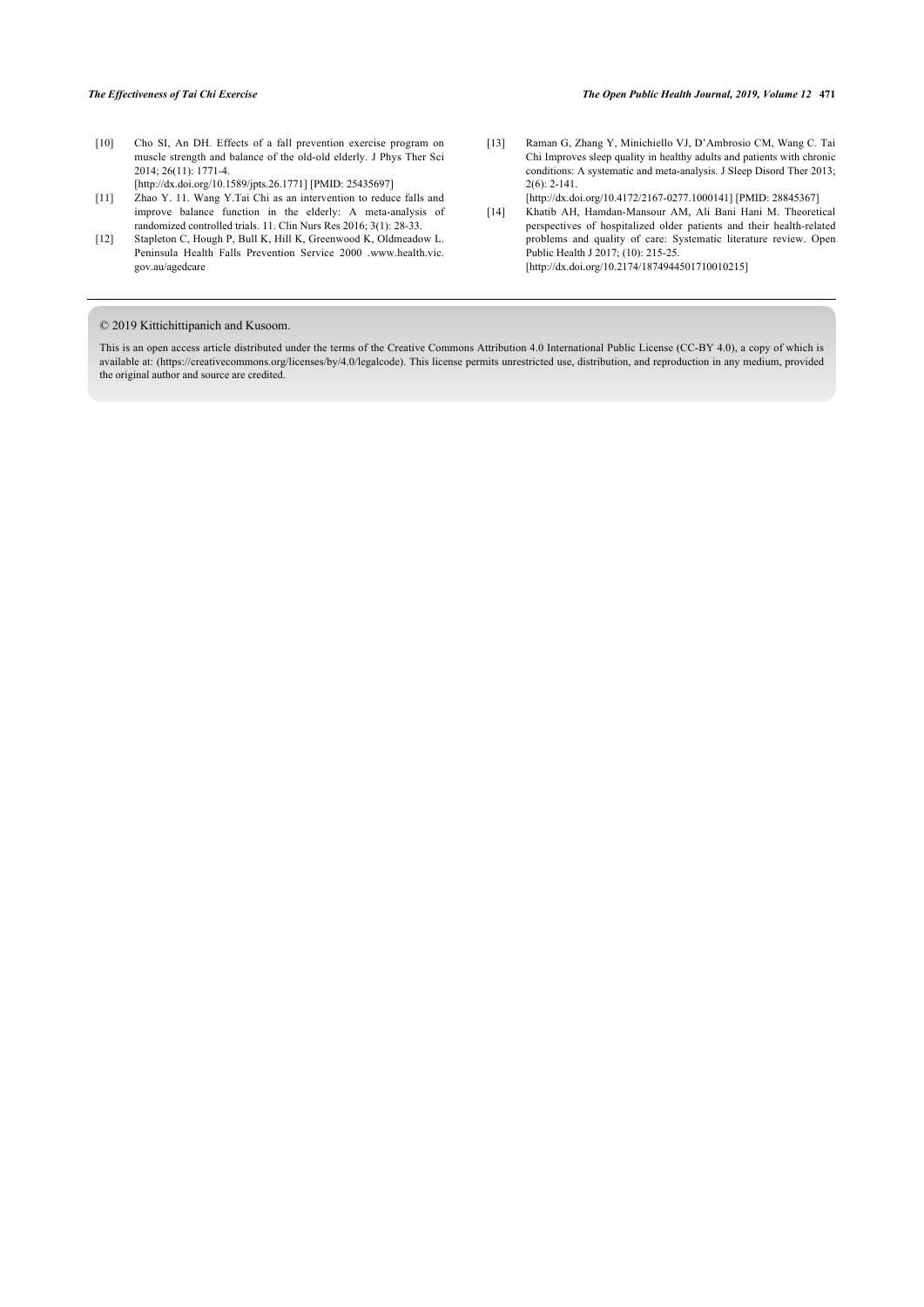[10] Cho SI, An DH. Effects of a fall prevention exercise program on muscle strength and balance of the old-old elderly. J Phys Ther Sci 2014; 26(11): 1771-4.
[http://dx.doi.org/10.1589/jpts.26.1771] [PMID: 25435697]

[11] Zhao Y. 11. Wang Y.Tai Chi as an intervention to reduce falls and improve balance function in the elderly: A meta-analysis of randomized controlled trials. 11. Clin Nurs Res 2016; 3(1): 28-33.

[12] Stapleton C, Hough P, Bull K, Hill K, Greenwood K, Oldmeadow L. Peninsula Health Falls Prevention Service 2000 .www.health.vic.gov.au/agedcare

[13] Raman G, Zhang Y, Minichiello VJ, D'Ambrosio CM, Wang C. Tai Chi Improves sleep quality in healthy adults and patients with chronic conditions: A systematic and meta-analysis. J Sleep Disord Ther 2013; 2(6): 2-141.
[http://dx.doi.org/10.4172/2167-0277.1000141] [PMID: 28845367]

[14] Khatib AH, Hamdan-Mansour AM, Ali Bani Hani M. Theoretical perspectives of hospitalized older patients and their health-related problems and quality of care: Systematic literature review. Open Public Health J 2017; (10): 215-25.
[http://dx.doi.org/10.2174/1874944501710010215]

© 2019 Kittichittipanich and Kusoom.

This is an open access article distributed under the terms of the Creative Commons Attribution 4.0 International Public License (CC-BY 4.0), a copy of which is available at: (https://creativecommons.org/licenses/by/4.0/legalcode). This license permits unrestricted use, distribution, and reproduction in any medium, provided the original author and source are credited.